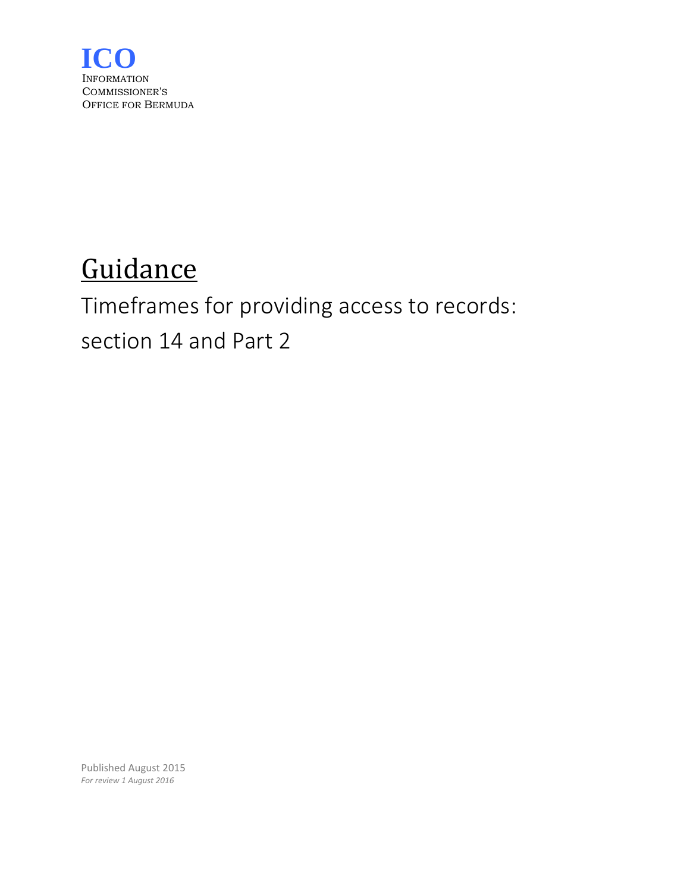**ICO**
INFORMATION
COMMISSIONER'S
OFFICE FOR BERMUDA

# Guidance

## Timeframes for providing access to records: section 14 and Part 2

Published August 2015
*For review 1 August 2016*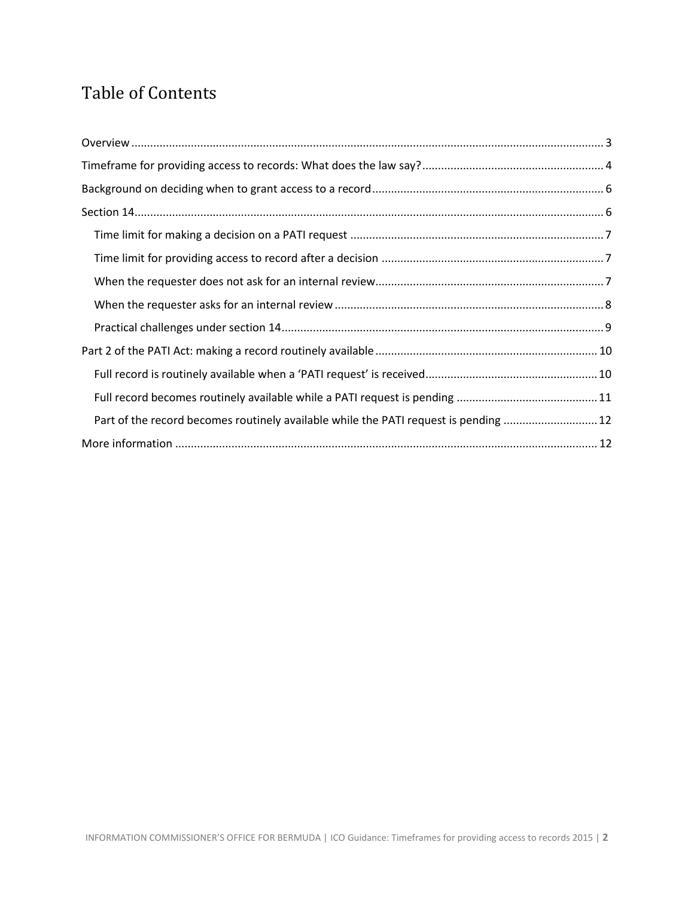# Table of Contents

Overview ..... 3

Timeframe for providing access to records: What does the law say? ..... 4

Background on deciding when to grant access to a record ..... 6

Section 14 ..... 6

- Time limit for making a decision on a PATI request ..... 7
- Time limit for providing access to record after a decision ..... 7
- When the requester does not ask for an internal review ..... 7
- When the requester asks for an internal review ..... 8
- Practical challenges under section 14 ..... 9

Part 2 of the PATI Act: making a record routinely available ..... 10

- Full record is routinely available when a 'PATI request' is received ..... 10
- Full record becomes routinely available while a PATI request is pending ..... 11
- Part of the record becomes routinely available while the PATI request is pending ..... 12

More information ..... 12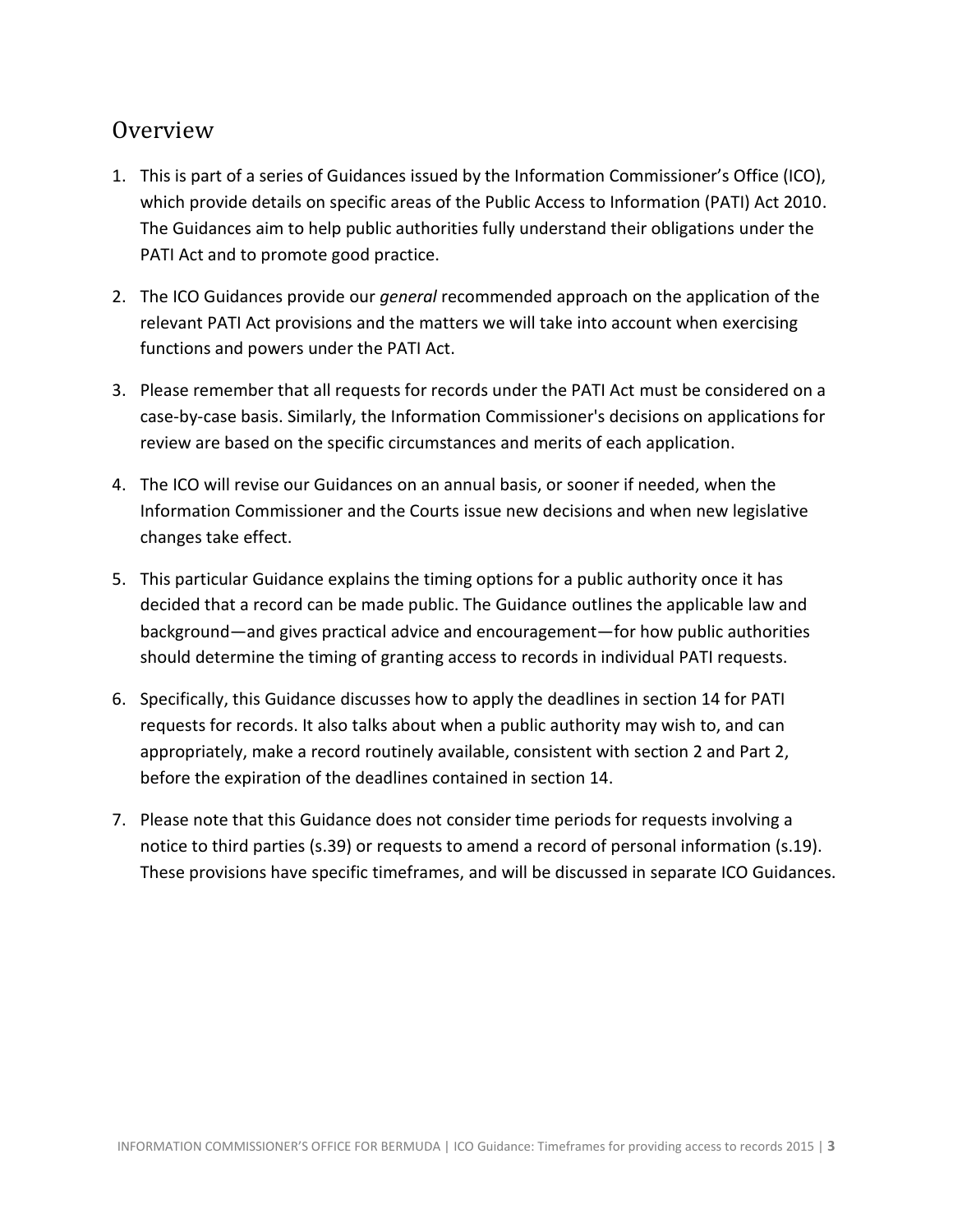## Overview

1. This is part of a series of Guidances issued by the Information Commissioner's Office (ICO), which provide details on specific areas of the Public Access to Information (PATI) Act 2010. The Guidances aim to help public authorities fully understand their obligations under the PATI Act and to promote good practice.

2. The ICO Guidances provide our *general* recommended approach on the application of the relevant PATI Act provisions and the matters we will take into account when exercising functions and powers under the PATI Act.

3. Please remember that all requests for records under the PATI Act must be considered on a case-by-case basis. Similarly, the Information Commissioner's decisions on applications for review are based on the specific circumstances and merits of each application.

4. The ICO will revise our Guidances on an annual basis, or sooner if needed, when the Information Commissioner and the Courts issue new decisions and when new legislative changes take effect.

5. This particular Guidance explains the timing options for a public authority once it has decided that a record can be made public. The Guidance outlines the applicable law and background—and gives practical advice and encouragement—for how public authorities should determine the timing of granting access to records in individual PATI requests.

6. Specifically, this Guidance discusses how to apply the deadlines in section 14 for PATI requests for records. It also talks about when a public authority may wish to, and can appropriately, make a record routinely available, consistent with section 2 and Part 2, before the expiration of the deadlines contained in section 14.

7. Please note that this Guidance does not consider time periods for requests involving a notice to third parties (s.39) or requests to amend a record of personal information (s.19). These provisions have specific timeframes, and will be discussed in separate ICO Guidances.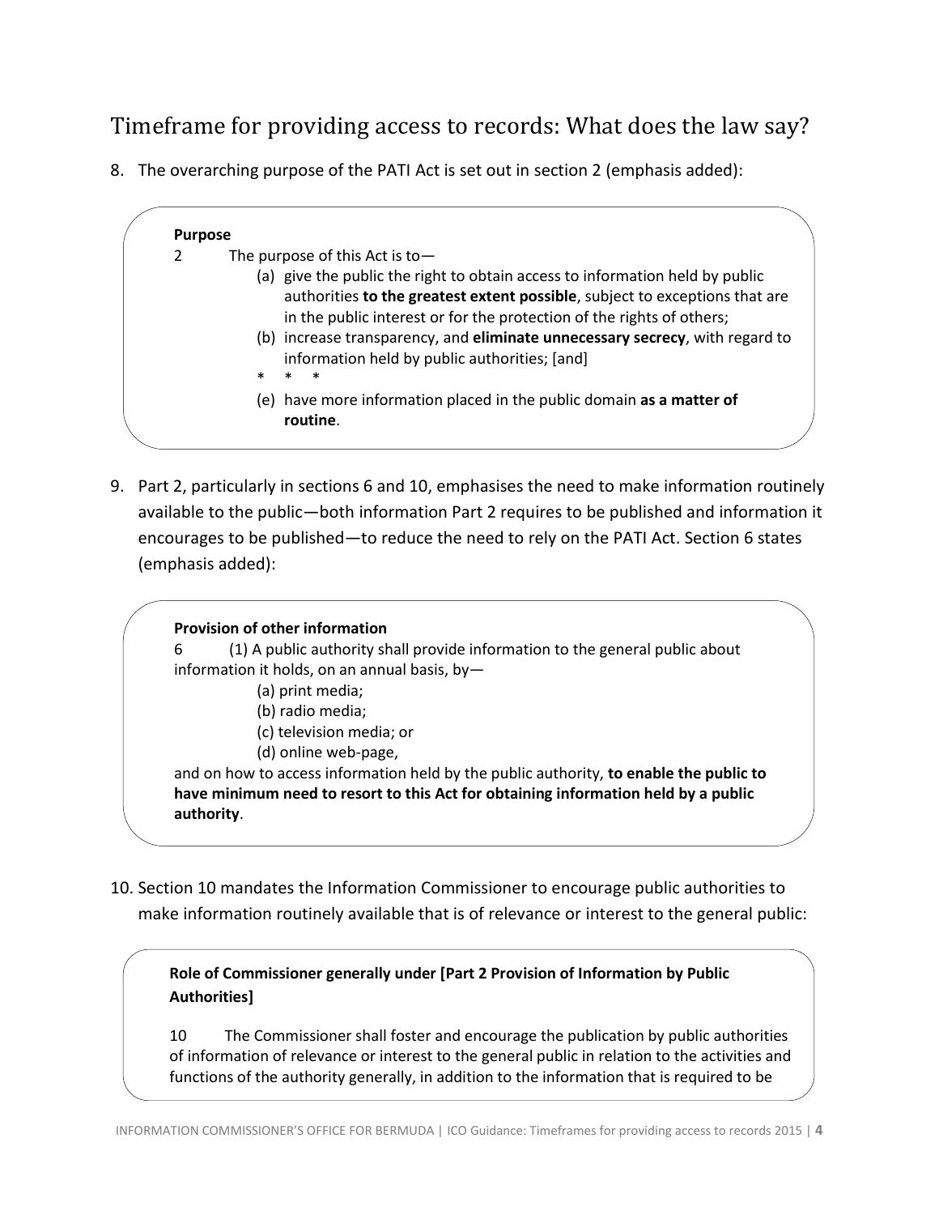## Timeframe for providing access to records: What does the law say?

8. The overarching purpose of the PATI Act is set out in section 2 (emphasis added):

> **Purpose**
>
> 2 The purpose of this Act is to—
>
> (a) give the public the right to obtain access to information held by public authorities **to the greatest extent possible**, subject to exceptions that are in the public interest or for the protection of the rights of others;
>
> (b) increase transparency, and **eliminate unnecessary secrecy**, with regard to information held by public authorities; [and]
>
> \* \* \*
>
> (e) have more information placed in the public domain **as a matter of routine**.

9. Part 2, particularly in sections 6 and 10, emphasises the need to make information routinely available to the public—both information Part 2 requires to be published and information it encourages to be published—to reduce the need to rely on the PATI Act. Section 6 states (emphasis added):

> **Provision of other information**
>
> 6 (1) A public authority shall provide information to the general public about information it holds, on an annual basis, by—
>
> (a) print media;
>
> (b) radio media;
>
> (c) television media; or
>
> (d) online web-page,
>
> and on how to access information held by the public authority, **to enable the public to have minimum need to resort to this Act for obtaining information held by a public authority**.

10. Section 10 mandates the Information Commissioner to encourage public authorities to make information routinely available that is of relevance or interest to the general public:

> **Role of Commissioner generally under [Part 2 Provision of Information by Public Authorities]**
>
> 10 The Commissioner shall foster and encourage the publication by public authorities of information of relevance or interest to the general public in relation to the activities and functions of the authority generally, in addition to the information that is required to be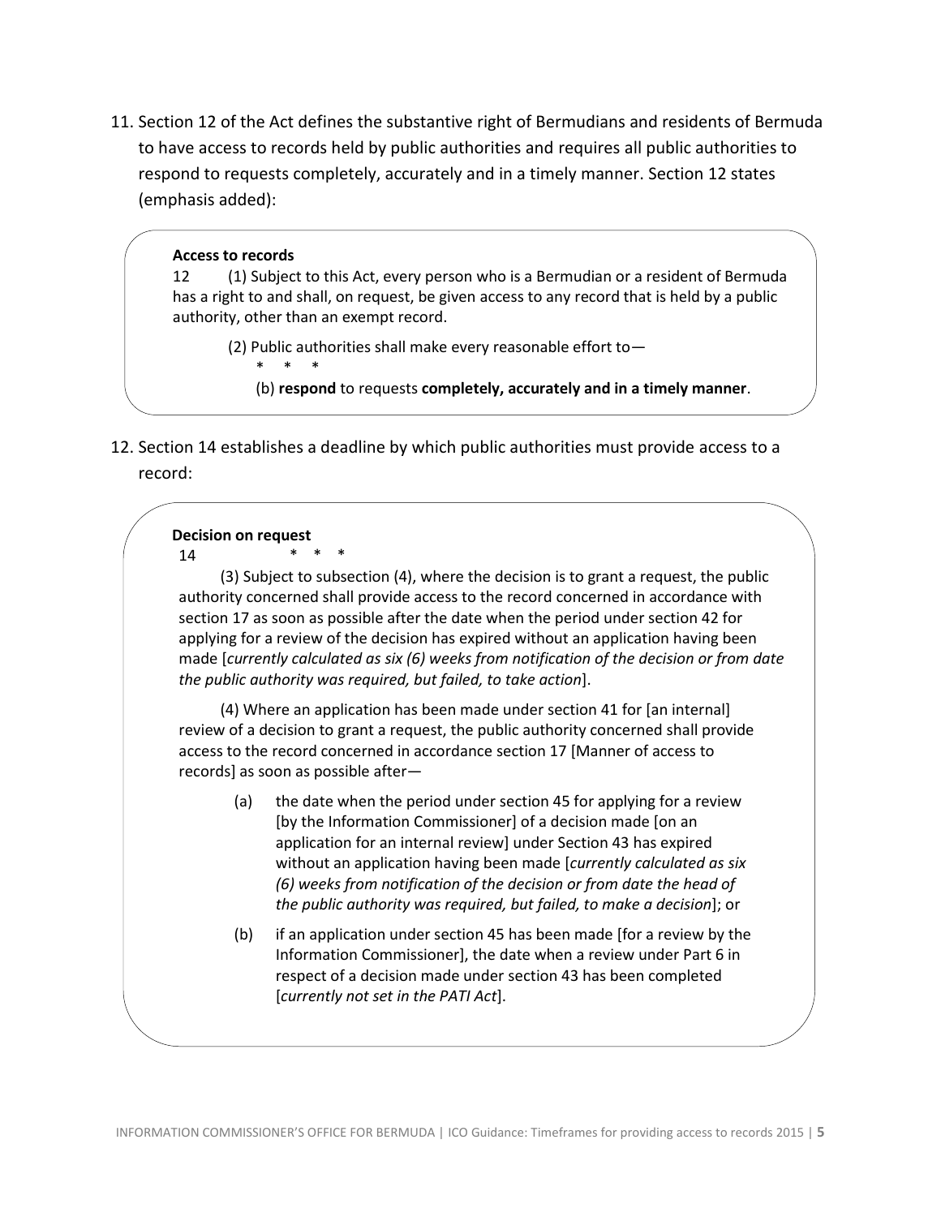11. Section 12 of the Act defines the substantive right of Bermudians and residents of Bermuda to have access to records held by public authorities and requires all public authorities to respond to requests completely, accurately and in a timely manner. Section 12 states (emphasis added):

> **Access to records**
>
> 12 (1) Subject to this Act, every person who is a Bermudian or a resident of Bermuda has a right to and shall, on request, be given access to any record that is held by a public authority, other than an exempt record.
>
> (2) Public authorities shall make every reasonable effort to—
>
> \* \* \*
>
> (b) **respond** to requests **completely, accurately and in a timely manner**.

12. Section 14 establishes a deadline by which public authorities must provide access to a record:

> **Decision on request**
>
> 14 \* \* \*
>
> (3) Subject to subsection (4), where the decision is to grant a request, the public authority concerned shall provide access to the record concerned in accordance with section 17 as soon as possible after the date when the period under section 42 for applying for a review of the decision has expired without an application having been made [*currently calculated as six (6) weeks from notification of the decision or from date the public authority was required, but failed, to take action*].
>
> (4) Where an application has been made under section 41 for [an internal] review of a decision to grant a request, the public authority concerned shall provide access to the record concerned in accordance section 17 [Manner of access to records] as soon as possible after—
>
> (a) the date when the period under section 45 for applying for a review [by the Information Commissioner] of a decision made [on an application for an internal review] under Section 43 has expired without an application having been made [*currently calculated as six (6) weeks from notification of the decision or from date the head of the public authority was required, but failed, to make a decision*]; or
>
> (b) if an application under section 45 has been made [for a review by the Information Commissioner], the date when a review under Part 6 in respect of a decision made under section 43 has been completed [*currently not set in the PATI Act*].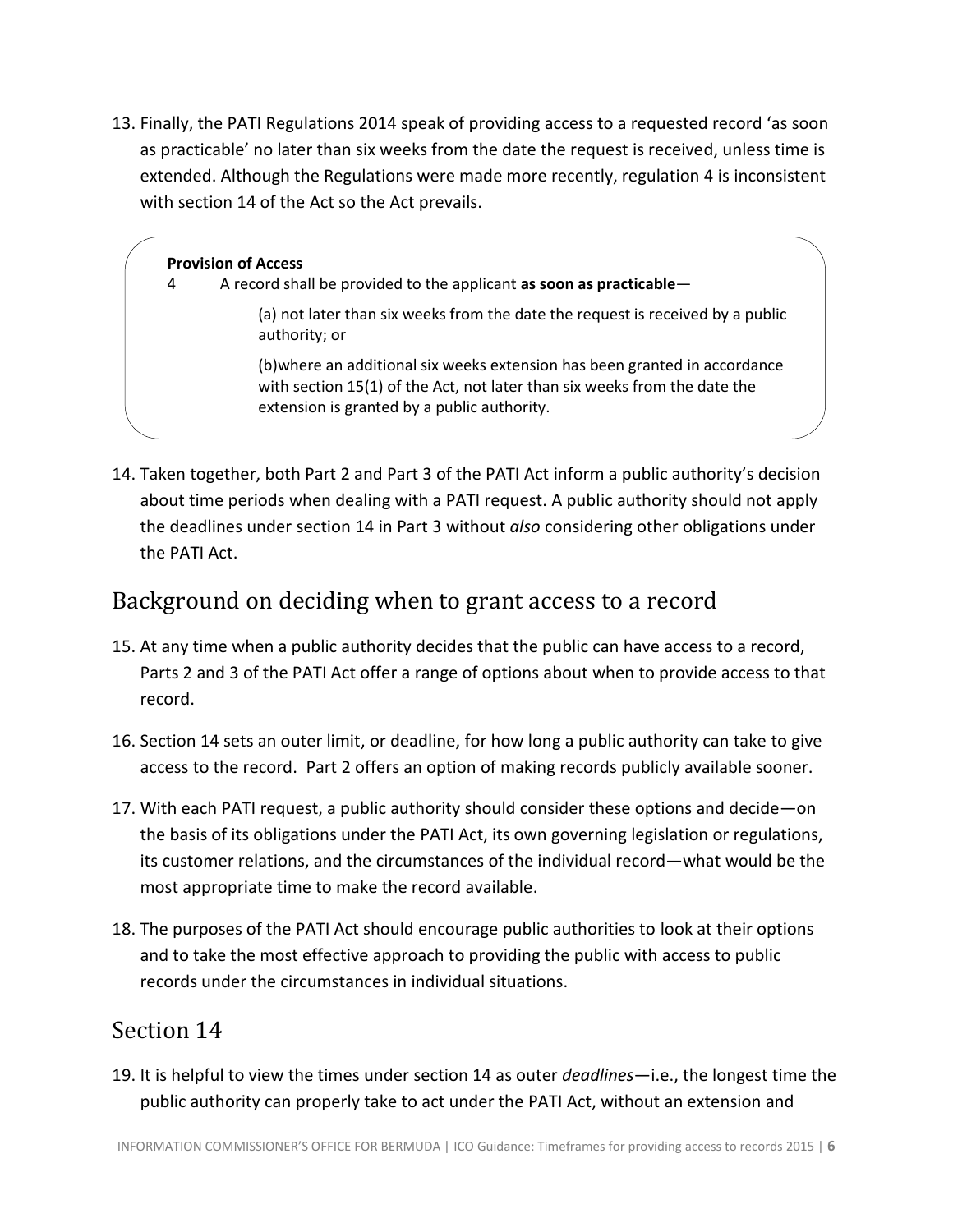13. Finally, the PATI Regulations 2014 speak of providing access to a requested record 'as soon as practicable' no later than six weeks from the date the request is received, unless time is extended. Although the Regulations were made more recently, regulation 4 is inconsistent with section 14 of the Act so the Act prevails.

> **Provision of Access**
>
> 4 A record shall be provided to the applicant **as soon as practicable**—
>
> (a) not later than six weeks from the date the request is received by a public authority; or
>
> (b)where an additional six weeks extension has been granted in accordance with section 15(1) of the Act, not later than six weeks from the date the extension is granted by a public authority.

14. Taken together, both Part 2 and Part 3 of the PATI Act inform a public authority's decision about time periods when dealing with a PATI request. A public authority should not apply the deadlines under section 14 in Part 3 without *also* considering other obligations under the PATI Act.

## Background on deciding when to grant access to a record

15. At any time when a public authority decides that the public can have access to a record, Parts 2 and 3 of the PATI Act offer a range of options about when to provide access to that record.

16. Section 14 sets an outer limit, or deadline, for how long a public authority can take to give access to the record. Part 2 offers an option of making records publicly available sooner.

17. With each PATI request, a public authority should consider these options and decide—on the basis of its obligations under the PATI Act, its own governing legislation or regulations, its customer relations, and the circumstances of the individual record—what would be the most appropriate time to make the record available.

18. The purposes of the PATI Act should encourage public authorities to look at their options and to take the most effective approach to providing the public with access to public records under the circumstances in individual situations.

## Section 14

19. It is helpful to view the times under section 14 as outer *deadlines*—i.e., the longest time the public authority can properly take to act under the PATI Act, without an extension and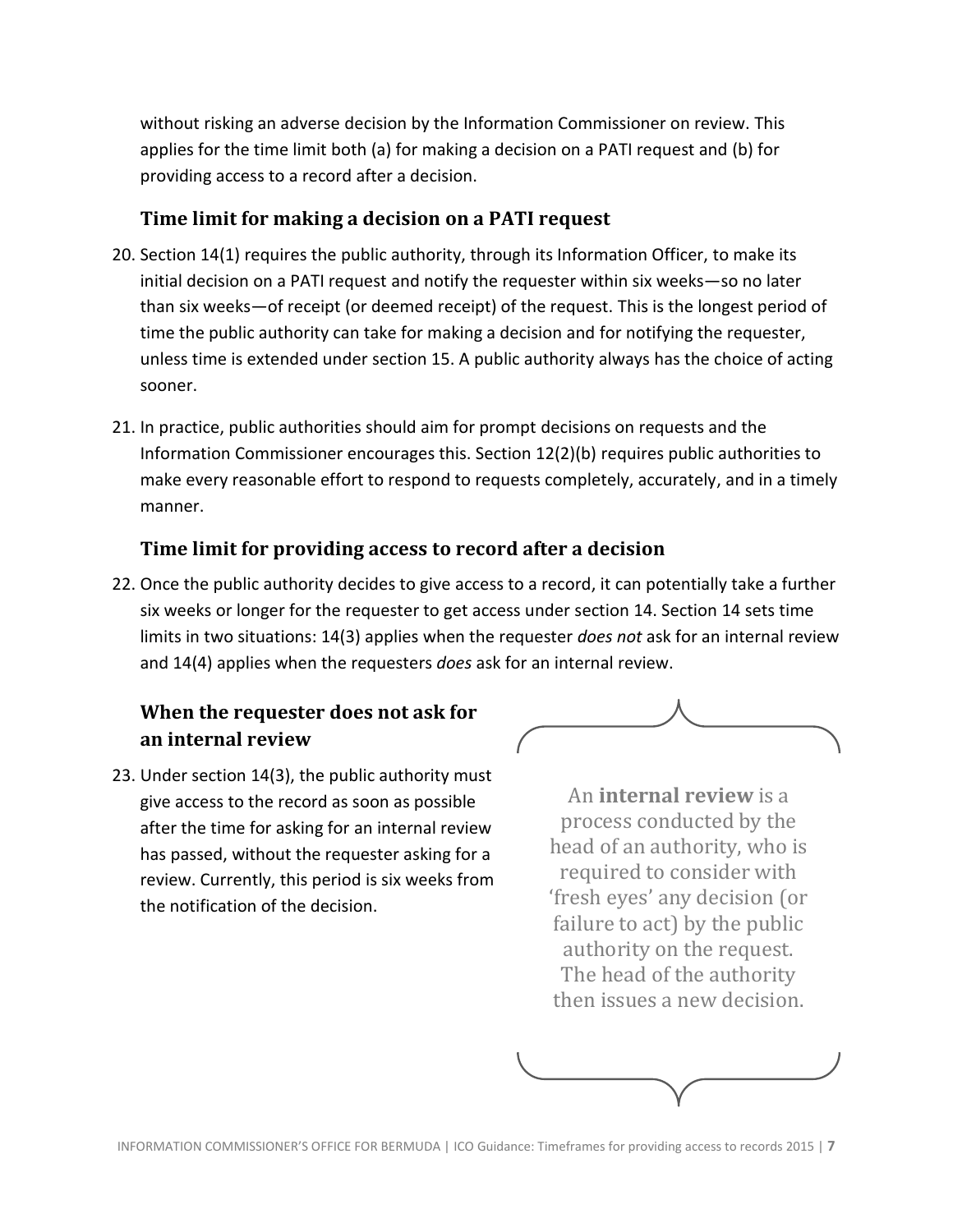without risking an adverse decision by the Information Commissioner on review. This applies for the time limit both (a) for making a decision on a PATI request and (b) for providing access to a record after a decision.

### Time limit for making a decision on a PATI request

20. Section 14(1) requires the public authority, through its Information Officer, to make its initial decision on a PATI request and notify the requester within six weeks—so no later than six weeks—of receipt (or deemed receipt) of the request. This is the longest period of time the public authority can take for making a decision and for notifying the requester, unless time is extended under section 15. A public authority always has the choice of acting sooner.

21. In practice, public authorities should aim for prompt decisions on requests and the Information Commissioner encourages this. Section 12(2)(b) requires public authorities to make every reasonable effort to respond to requests completely, accurately, and in a timely manner.

### Time limit for providing access to record after a decision

22. Once the public authority decides to give access to a record, it can potentially take a further six weeks or longer for the requester to get access under section 14. Section 14 sets time limits in two situations: 14(3) applies when the requester *does not* ask for an internal review and 14(4) applies when the requesters *does* ask for an internal review.

### When the requester does not ask for an internal review

23. Under section 14(3), the public authority must give access to the record as soon as possible after the time for asking for an internal review has passed, without the requester asking for a review. Currently, this period is six weeks from the notification of the decision.

> An **internal review** is a process conducted by the head of an authority, who is required to consider with 'fresh eyes' any decision (or failure to act) by the public authority on the request. The head of the authority then issues a new decision.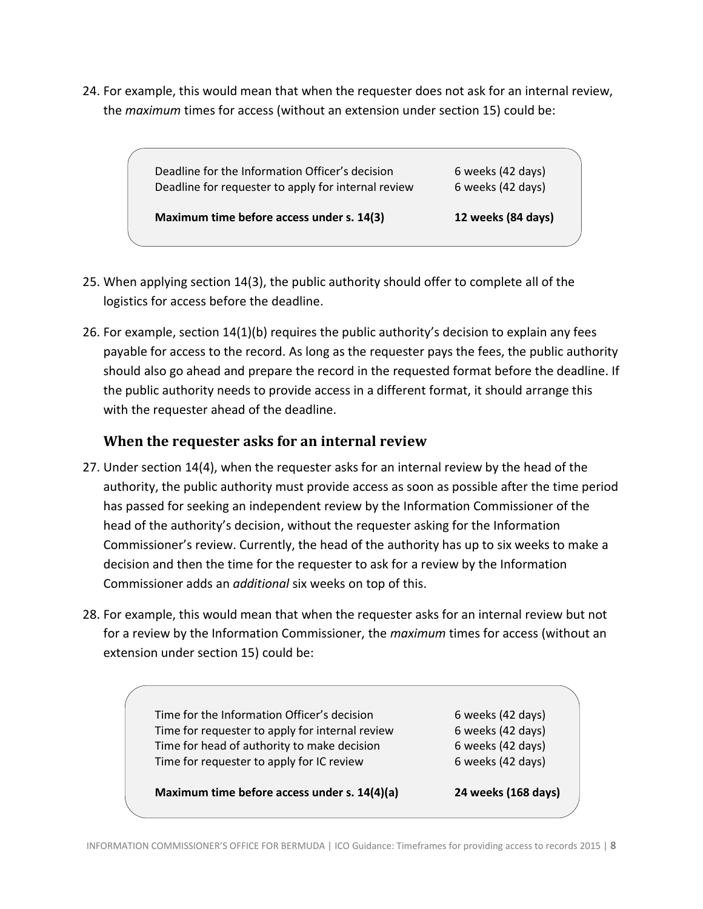24. For example, this would mean that when the requester does not ask for an internal review, the *maximum* times for access (without an extension under section 15) could be:

| | |
|---|---|
| Deadline for the Information Officer's decision | 6 weeks (42 days) |
| Deadline for requester to apply for internal review | 6 weeks (42 days) |
| **Maximum time before access under s. 14(3)** | **12 weeks (84 days)** |

25. When applying section 14(3), the public authority should offer to complete all of the logistics for access before the deadline.

26. For example, section 14(1)(b) requires the public authority's decision to explain any fees payable for access to the record. As long as the requester pays the fees, the public authority should also go ahead and prepare the record in the requested format before the deadline. If the public authority needs to provide access in a different format, it should arrange this with the requester ahead of the deadline.

## When the requester asks for an internal review

27. Under section 14(4), when the requester asks for an internal review by the head of the authority, the public authority must provide access as soon as possible after the time period has passed for seeking an independent review by the Information Commissioner of the head of the authority's decision, without the requester asking for the Information Commissioner's review. Currently, the head of the authority has up to six weeks to make a decision and then the time for the requester to ask for a review by the Information Commissioner adds an *additional* six weeks on top of this.

28. For example, this would mean that when the requester asks for an internal review but not for a review by the Information Commissioner, the *maximum* times for access (without an extension under section 15) could be:

| | |
|---|---|
| Time for the Information Officer's decision | 6 weeks (42 days) |
| Time for requester to apply for internal review | 6 weeks (42 days) |
| Time for head of authority to make decision | 6 weeks (42 days) |
| Time for requester to apply for IC review | 6 weeks (42 days) |
| **Maximum time before access under s. 14(4)(a)** | **24 weeks (168 days)** |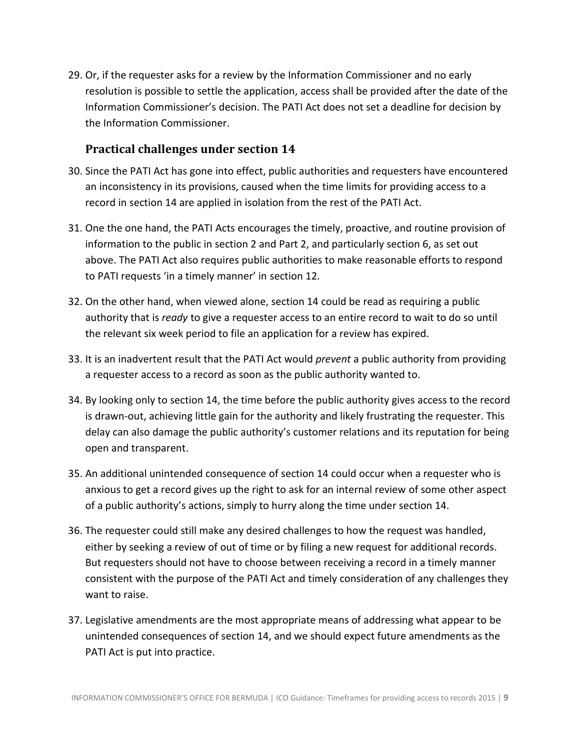29. Or, if the requester asks for a review by the Information Commissioner and no early resolution is possible to settle the application, access shall be provided after the date of the Information Commissioner's decision. The PATI Act does not set a deadline for decision by the Information Commissioner.

### Practical challenges under section 14

30. Since the PATI Act has gone into effect, public authorities and requesters have encountered an inconsistency in its provisions, caused when the time limits for providing access to a record in section 14 are applied in isolation from the rest of the PATI Act.

31. One the one hand, the PATI Acts encourages the timely, proactive, and routine provision of information to the public in section 2 and Part 2, and particularly section 6, as set out above. The PATI Act also requires public authorities to make reasonable efforts to respond to PATI requests 'in a timely manner' in section 12.

32. On the other hand, when viewed alone, section 14 could be read as requiring a public authority that is *ready* to give a requester access to an entire record to wait to do so until the relevant six week period to file an application for a review has expired.

33. It is an inadvertent result that the PATI Act would *prevent* a public authority from providing a requester access to a record as soon as the public authority wanted to.

34. By looking only to section 14, the time before the public authority gives access to the record is drawn-out, achieving little gain for the authority and likely frustrating the requester. This delay can also damage the public authority's customer relations and its reputation for being open and transparent.

35. An additional unintended consequence of section 14 could occur when a requester who is anxious to get a record gives up the right to ask for an internal review of some other aspect of a public authority's actions, simply to hurry along the time under section 14.

36. The requester could still make any desired challenges to how the request was handled, either by seeking a review of out of time or by filing a new request for additional records. But requesters should not have to choose between receiving a record in a timely manner consistent with the purpose of the PATI Act and timely consideration of any challenges they want to raise.

37. Legislative amendments are the most appropriate means of addressing what appear to be unintended consequences of section 14, and we should expect future amendments as the PATI Act is put into practice.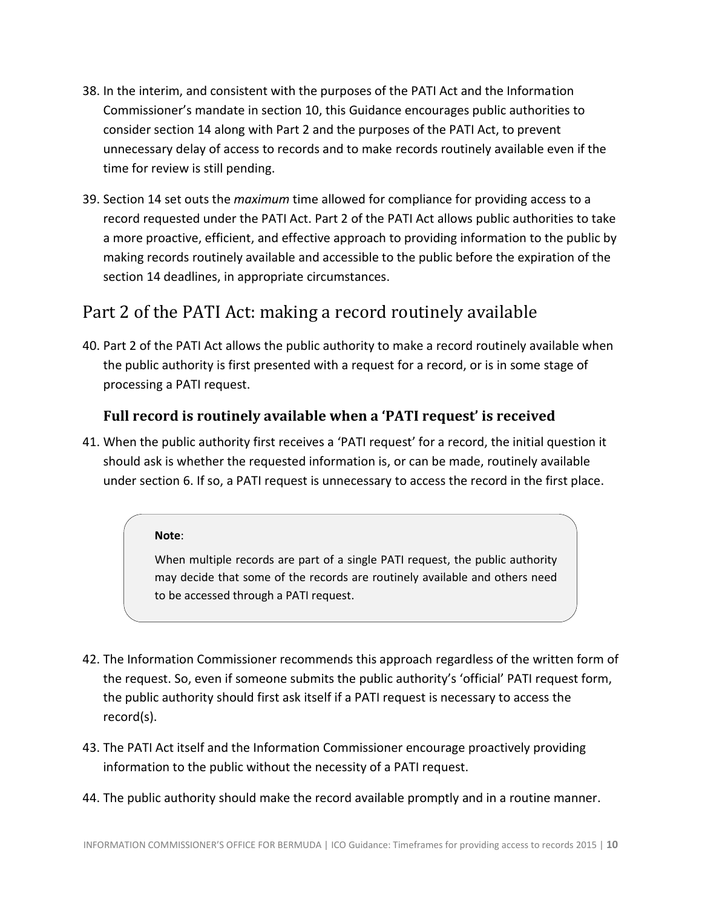38. In the interim, and consistent with the purposes of the PATI Act and the Information Commissioner's mandate in section 10, this Guidance encourages public authorities to consider section 14 along with Part 2 and the purposes of the PATI Act, to prevent unnecessary delay of access to records and to make records routinely available even if the time for review is still pending.

39. Section 14 set outs the *maximum* time allowed for compliance for providing access to a record requested under the PATI Act. Part 2 of the PATI Act allows public authorities to take a more proactive, efficient, and effective approach to providing information to the public by making records routinely available and accessible to the public before the expiration of the section 14 deadlines, in appropriate circumstances.

## Part 2 of the PATI Act: making a record routinely available

40. Part 2 of the PATI Act allows the public authority to make a record routinely available when the public authority is first presented with a request for a record, or is in some stage of processing a PATI request.

### Full record is routinely available when a 'PATI request' is received

41. When the public authority first receives a 'PATI request' for a record, the initial question it should ask is whether the requested information is, or can be made, routinely available under section 6. If so, a PATI request is unnecessary to access the record in the first place.

> **Note**:
>
> When multiple records are part of a single PATI request, the public authority may decide that some of the records are routinely available and others need to be accessed through a PATI request.

42. The Information Commissioner recommends this approach regardless of the written form of the request. So, even if someone submits the public authority's 'official' PATI request form, the public authority should first ask itself if a PATI request is necessary to access the record(s).

43. The PATI Act itself and the Information Commissioner encourage proactively providing information to the public without the necessity of a PATI request.

44. The public authority should make the record available promptly and in a routine manner.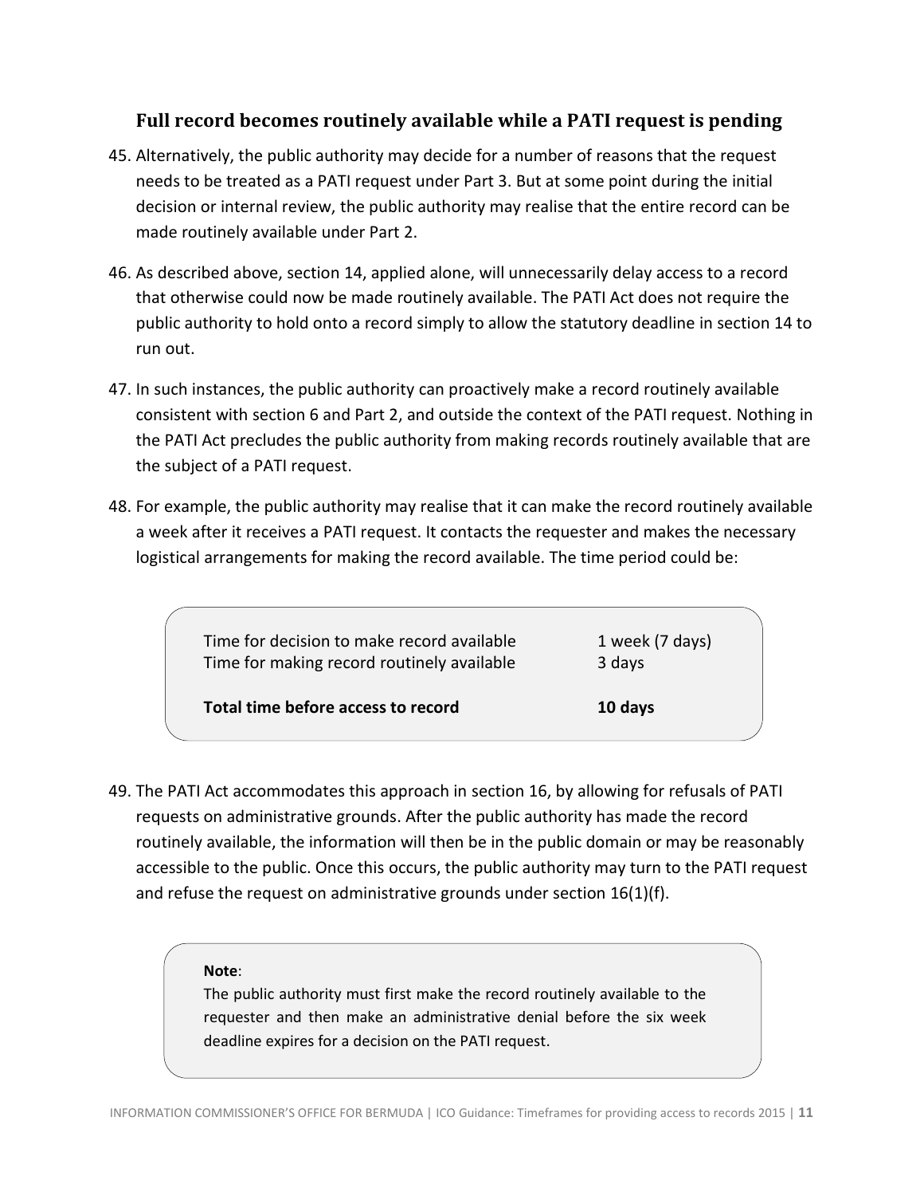### Full record becomes routinely available while a PATI request is pending

45. Alternatively, the public authority may decide for a number of reasons that the request needs to be treated as a PATI request under Part 3. But at some point during the initial decision or internal review, the public authority may realise that the entire record can be made routinely available under Part 2.

46. As described above, section 14, applied alone, will unnecessarily delay access to a record that otherwise could now be made routinely available. The PATI Act does not require the public authority to hold onto a record simply to allow the statutory deadline in section 14 to run out.

47. In such instances, the public authority can proactively make a record routinely available consistent with section 6 and Part 2, and outside the context of the PATI request. Nothing in the PATI Act precludes the public authority from making records routinely available that are the subject of a PATI request.

48. For example, the public authority may realise that it can make the record routinely available a week after it receives a PATI request. It contacts the requester and makes the necessary logistical arrangements for making the record available. The time period could be:

| | |
|---|---|
| Time for decision to make record available | 1 week (7 days) |
| Time for making record routinely available | 3 days |
| **Total time before access to record** | **10 days** |

49. The PATI Act accommodates this approach in section 16, by allowing for refusals of PATI requests on administrative grounds. After the public authority has made the record routinely available, the information will then be in the public domain or may be reasonably accessible to the public. Once this occurs, the public authority may turn to the PATI request and refuse the request on administrative grounds under section 16(1)(f).

> **Note**:
> The public authority must first make the record routinely available to the requester and then make an administrative denial before the six week deadline expires for a decision on the PATI request.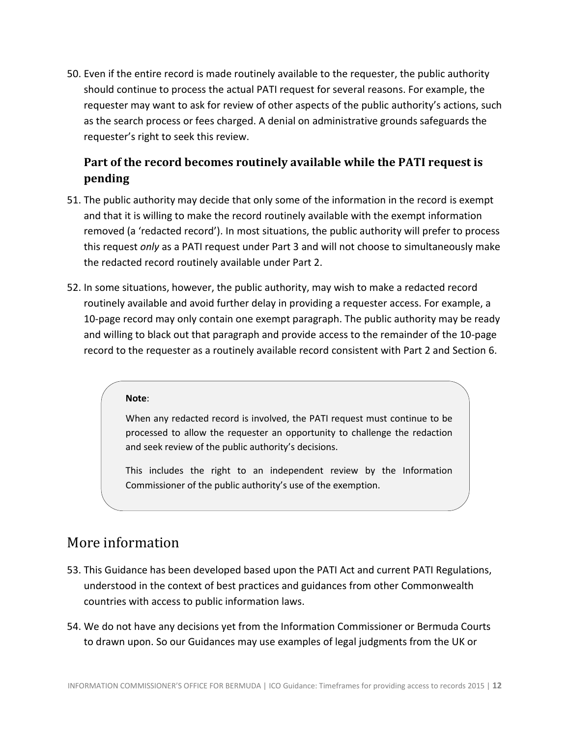50. Even if the entire record is made routinely available to the requester, the public authority should continue to process the actual PATI request for several reasons. For example, the requester may want to ask for review of other aspects of the public authority's actions, such as the search process or fees charged. A denial on administrative grounds safeguards the requester's right to seek this review.

### Part of the record becomes routinely available while the PATI request is pending

51. The public authority may decide that only some of the information in the record is exempt and that it is willing to make the record routinely available with the exempt information removed (a 'redacted record'). In most situations, the public authority will prefer to process this request *only* as a PATI request under Part 3 and will not choose to simultaneously make the redacted record routinely available under Part 2.

52. In some situations, however, the public authority, may wish to make a redacted record routinely available and avoid further delay in providing a requester access. For example, a 10-page record may only contain one exempt paragraph. The public authority may be ready and willing to black out that paragraph and provide access to the remainder of the 10-page record to the requester as a routinely available record consistent with Part 2 and Section 6.

> **Note**:
>
> When any redacted record is involved, the PATI request must continue to be processed to allow the requester an opportunity to challenge the redaction and seek review of the public authority's decisions.
>
> This includes the right to an independent review by the Information Commissioner of the public authority's use of the exemption.

## More information

53. This Guidance has been developed based upon the PATI Act and current PATI Regulations, understood in the context of best practices and guidances from other Commonwealth countries with access to public information laws.

54. We do not have any decisions yet from the Information Commissioner or Bermuda Courts to drawn upon. So our Guidances may use examples of legal judgments from the UK or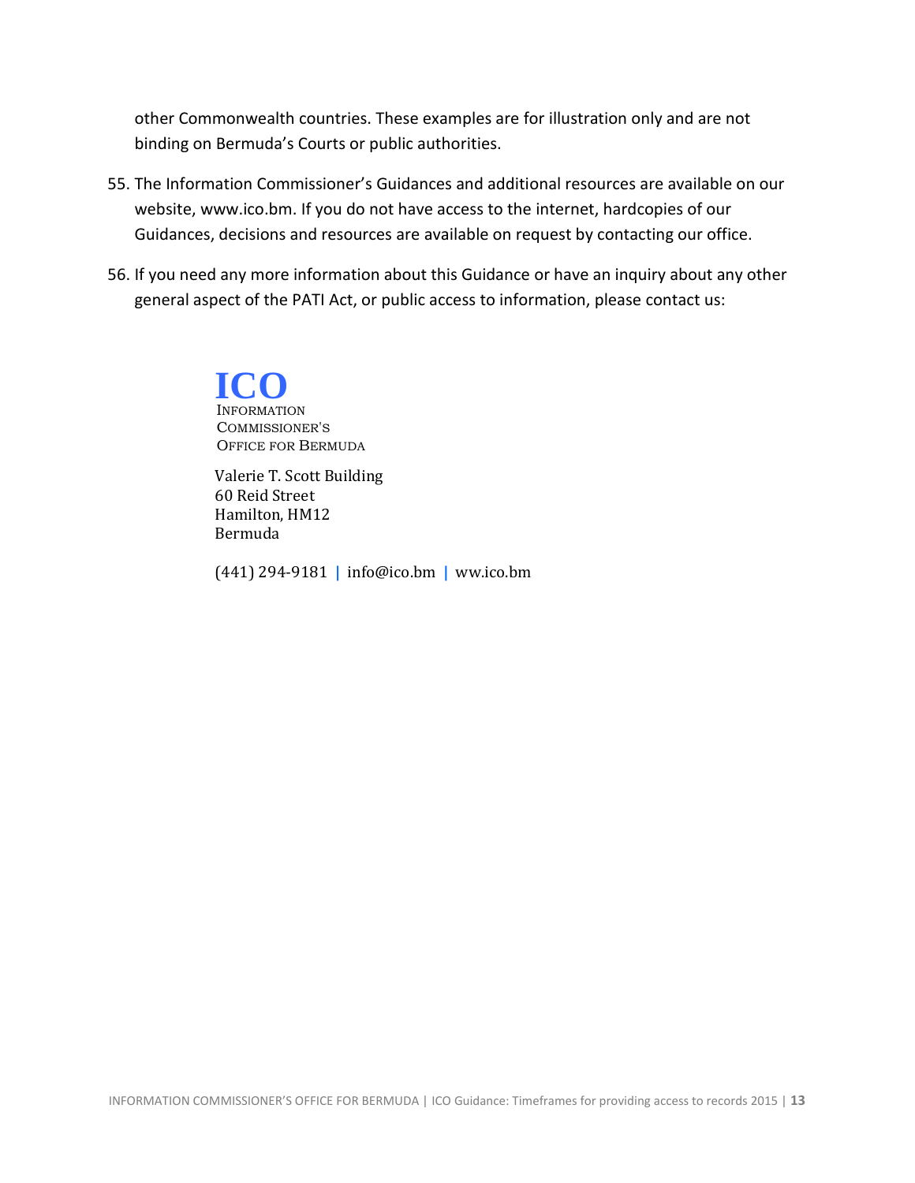other Commonwealth countries. These examples are for illustration only and are not binding on Bermuda's Courts or public authorities.

55. The Information Commissioner's Guidances and additional resources are available on our website, www.ico.bm. If you do not have access to the internet, hardcopies of our Guidances, decisions and resources are available on request by contacting our office.

56. If you need any more information about this Guidance or have an inquiry about any other general aspect of the PATI Act, or public access to information, please contact us:

**ICO**
INFORMATION
COMMISSIONER'S
OFFICE FOR BERMUDA

Valerie T. Scott Building
60 Reid Street
Hamilton, HM12
Bermuda

(441) 294-9181 | info@ico.bm | ww.ico.bm